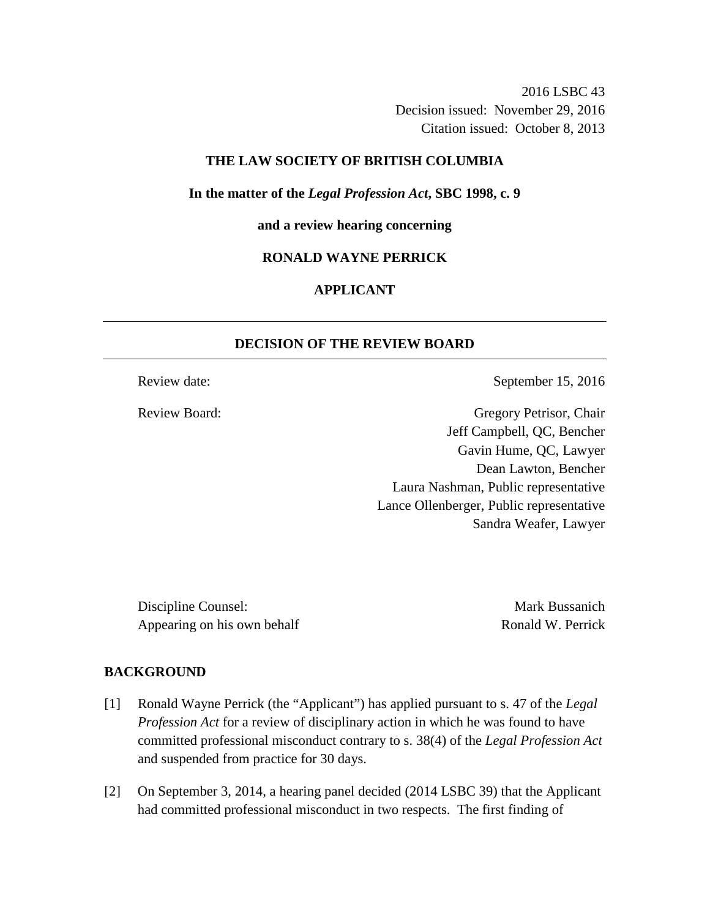2016 LSBC 43
Decision issued: November 29, 2016
Citation issued: October 8, 2013

**THE LAW SOCIETY OF BRITISH COLUMBIA**

**In the matter of the *Legal Profession Act*, SBC 1998, c. 9**

**and a review hearing concerning**

**RONALD WAYNE PERRICK**

**APPLICANT**

---

## DECISION OF THE REVIEW BOARD

---

Review date: September 15, 2016

Review Board:
Gregory Petrisor, Chair
Jeff Campbell, QC, Bencher
Gavin Hume, QC, Lawyer
Dean Lawton, Bencher
Laura Nashman, Public representative
Lance Ollenberger, Public representative
Sandra Weafer, Lawyer

Discipline Counsel: Mark Bussanich
Appearing on his own behalf: Ronald W. Perrick

## BACKGROUND

[1] Ronald Wayne Perrick (the "Applicant") has applied pursuant to s. 47 of the *Legal Profession Act* for a review of disciplinary action in which he was found to have committed professional misconduct contrary to s. 38(4) of the *Legal Profession Act* and suspended from practice for 30 days.

[2] On September 3, 2014, a hearing panel decided (2014 LSBC 39) that the Applicant had committed professional misconduct in two respects. The first finding of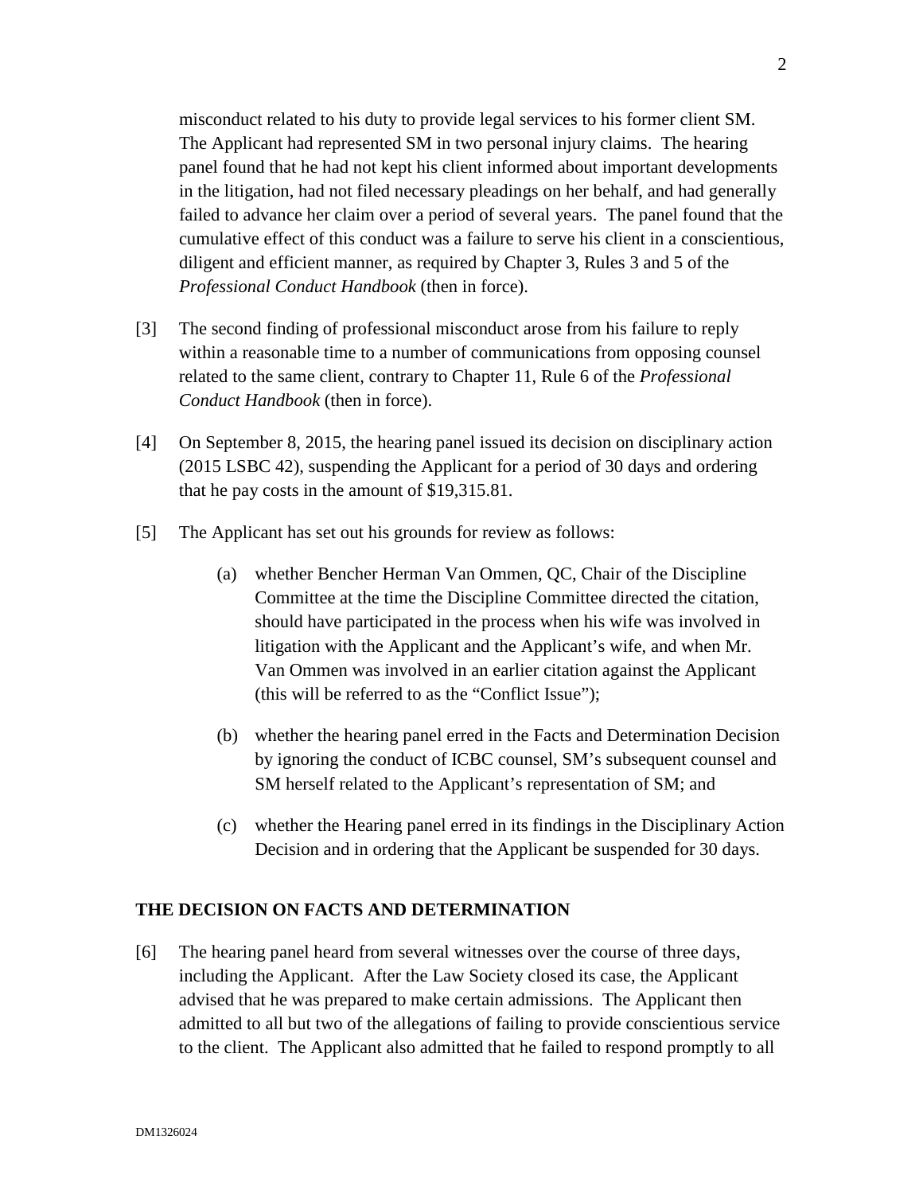misconduct related to his duty to provide legal services to his former client SM. The Applicant had represented SM in two personal injury claims. The hearing panel found that he had not kept his client informed about important developments in the litigation, had not filed necessary pleadings on her behalf, and had generally failed to advance her claim over a period of several years. The panel found that the cumulative effect of this conduct was a failure to serve his client in a conscientious, diligent and efficient manner, as required by Chapter 3, Rules 3 and 5 of the *Professional Conduct Handbook* (then in force).

[3] The second finding of professional misconduct arose from his failure to reply within a reasonable time to a number of communications from opposing counsel related to the same client, contrary to Chapter 11, Rule 6 of the *Professional Conduct Handbook* (then in force).

[4] On September 8, 2015, the hearing panel issued its decision on disciplinary action (2015 LSBC 42), suspending the Applicant for a period of 30 days and ordering that he pay costs in the amount of $19,315.81.

[5] The Applicant has set out his grounds for review as follows:

(a) whether Bencher Herman Van Ommen, QC, Chair of the Discipline Committee at the time the Discipline Committee directed the citation, should have participated in the process when his wife was involved in litigation with the Applicant and the Applicant's wife, and when Mr. Van Ommen was involved in an earlier citation against the Applicant (this will be referred to as the "Conflict Issue");

(b) whether the hearing panel erred in the Facts and Determination Decision by ignoring the conduct of ICBC counsel, SM's subsequent counsel and SM herself related to the Applicant's representation of SM; and

(c) whether the Hearing panel erred in its findings in the Disciplinary Action Decision and in ordering that the Applicant be suspended for 30 days.

## THE DECISION ON FACTS AND DETERMINATION

[6] The hearing panel heard from several witnesses over the course of three days, including the Applicant. After the Law Society closed its case, the Applicant advised that he was prepared to make certain admissions. The Applicant then admitted to all but two of the allegations of failing to provide conscientious service to the client. The Applicant also admitted that he failed to respond promptly to all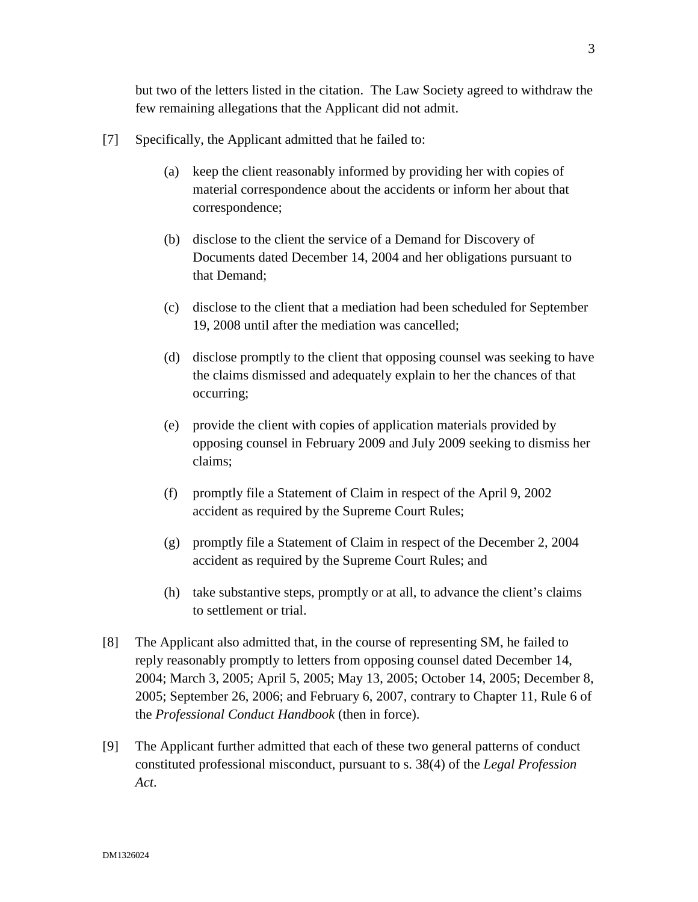but two of the letters listed in the citation. The Law Society agreed to withdraw the few remaining allegations that the Applicant did not admit.

[7] Specifically, the Applicant admitted that he failed to:

(a) keep the client reasonably informed by providing her with copies of material correspondence about the accidents or inform her about that correspondence;

(b) disclose to the client the service of a Demand for Discovery of Documents dated December 14, 2004 and her obligations pursuant to that Demand;

(c) disclose to the client that a mediation had been scheduled for September 19, 2008 until after the mediation was cancelled;

(d) disclose promptly to the client that opposing counsel was seeking to have the claims dismissed and adequately explain to her the chances of that occurring;

(e) provide the client with copies of application materials provided by opposing counsel in February 2009 and July 2009 seeking to dismiss her claims;

(f) promptly file a Statement of Claim in respect of the April 9, 2002 accident as required by the Supreme Court Rules;

(g) promptly file a Statement of Claim in respect of the December 2, 2004 accident as required by the Supreme Court Rules; and

(h) take substantive steps, promptly or at all, to advance the client's claims to settlement or trial.

[8] The Applicant also admitted that, in the course of representing SM, he failed to reply reasonably promptly to letters from opposing counsel dated December 14, 2004; March 3, 2005; April 5, 2005; May 13, 2005; October 14, 2005; December 8, 2005; September 26, 2006; and February 6, 2007, contrary to Chapter 11, Rule 6 of the *Professional Conduct Handbook* (then in force).

[9] The Applicant further admitted that each of these two general patterns of conduct constituted professional misconduct, pursuant to s. 38(4) of the *Legal Profession Act*.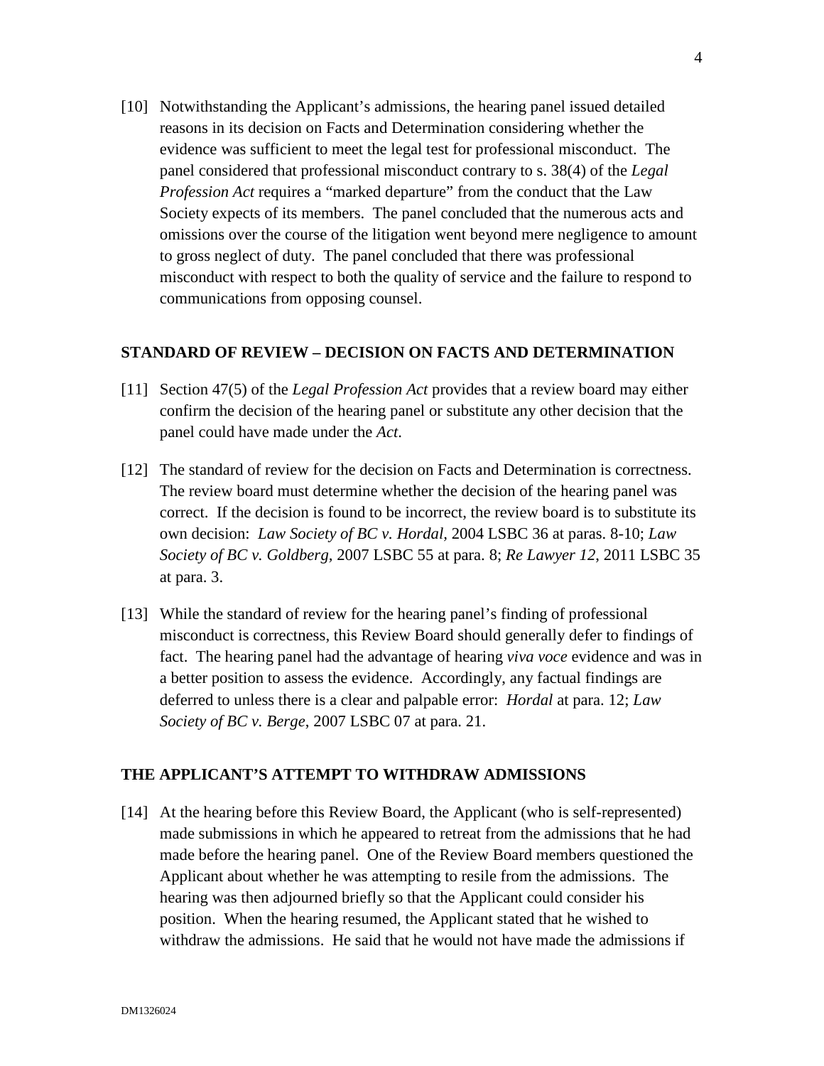[10] Notwithstanding the Applicant's admissions, the hearing panel issued detailed reasons in its decision on Facts and Determination considering whether the evidence was sufficient to meet the legal test for professional misconduct. The panel considered that professional misconduct contrary to s. 38(4) of the *Legal Profession Act* requires a "marked departure" from the conduct that the Law Society expects of its members. The panel concluded that the numerous acts and omissions over the course of the litigation went beyond mere negligence to amount to gross neglect of duty. The panel concluded that there was professional misconduct with respect to both the quality of service and the failure to respond to communications from opposing counsel.

## STANDARD OF REVIEW – DECISION ON FACTS AND DETERMINATION

[11] Section 47(5) of the *Legal Profession Act* provides that a review board may either confirm the decision of the hearing panel or substitute any other decision that the panel could have made under the *Act*.

[12] The standard of review for the decision on Facts and Determination is correctness. The review board must determine whether the decision of the hearing panel was correct. If the decision is found to be incorrect, the review board is to substitute its own decision: *Law Society of BC v. Hordal*, 2004 LSBC 36 at paras. 8-10; *Law Society of BC v. Goldberg*, 2007 LSBC 55 at para. 8; *Re Lawyer 12*, 2011 LSBC 35 at para. 3.

[13] While the standard of review for the hearing panel's finding of professional misconduct is correctness, this Review Board should generally defer to findings of fact. The hearing panel had the advantage of hearing *viva voce* evidence and was in a better position to assess the evidence. Accordingly, any factual findings are deferred to unless there is a clear and palpable error: *Hordal* at para. 12; *Law Society of BC v. Berge*, 2007 LSBC 07 at para. 21.

## THE APPLICANT'S ATTEMPT TO WITHDRAW ADMISSIONS

[14] At the hearing before this Review Board, the Applicant (who is self-represented) made submissions in which he appeared to retreat from the admissions that he had made before the hearing panel. One of the Review Board members questioned the Applicant about whether he was attempting to resile from the admissions. The hearing was then adjourned briefly so that the Applicant could consider his position. When the hearing resumed, the Applicant stated that he wished to withdraw the admissions. He said that he would not have made the admissions if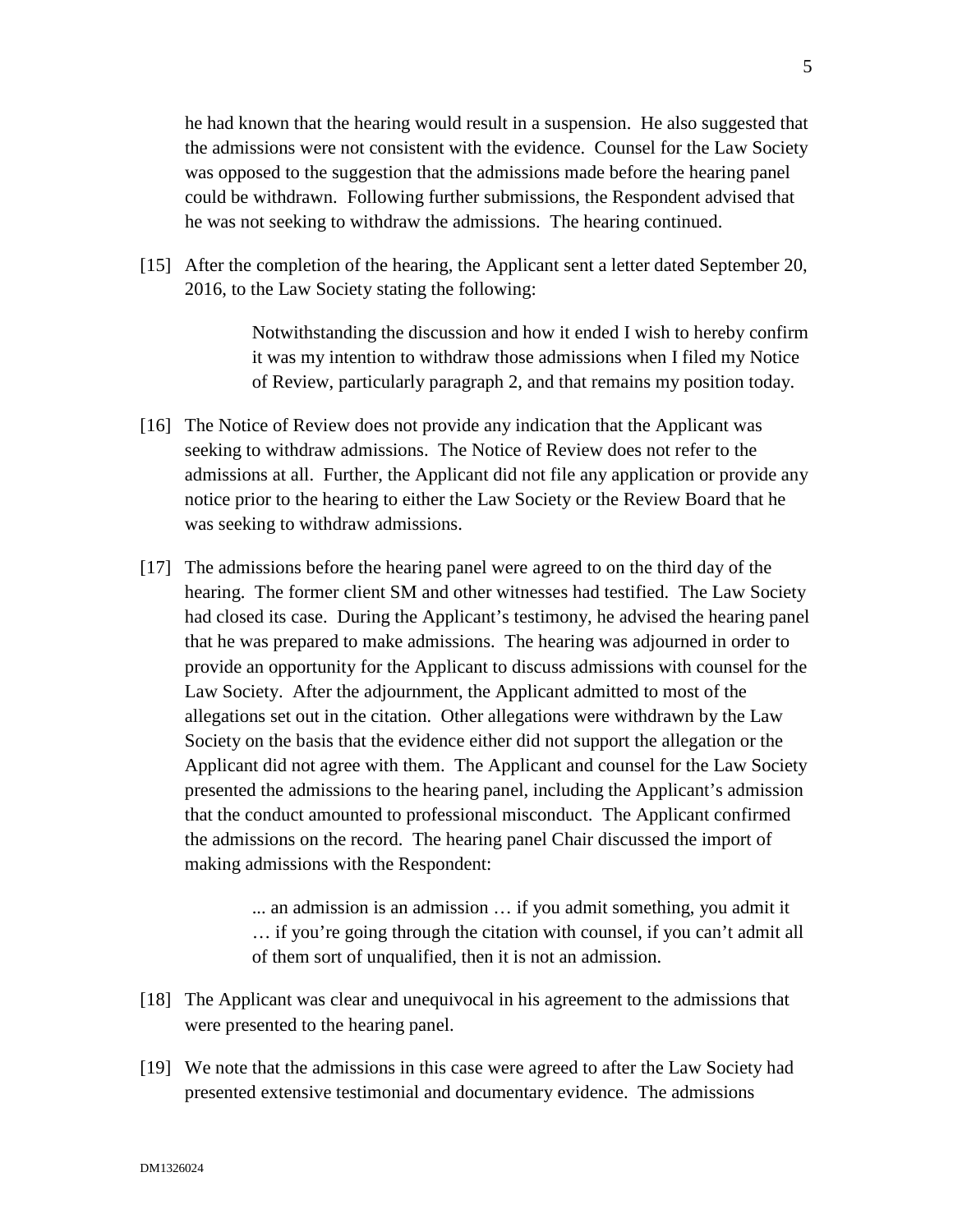he had known that the hearing would result in a suspension. He also suggested that the admissions were not consistent with the evidence. Counsel for the Law Society was opposed to the suggestion that the admissions made before the hearing panel could be withdrawn. Following further submissions, the Respondent advised that he was not seeking to withdraw the admissions. The hearing continued.

[15] After the completion of the hearing, the Applicant sent a letter dated September 20, 2016, to the Law Society stating the following:

> Notwithstanding the discussion and how it ended I wish to hereby confirm it was my intention to withdraw those admissions when I filed my Notice of Review, particularly paragraph 2, and that remains my position today.

[16] The Notice of Review does not provide any indication that the Applicant was seeking to withdraw admissions. The Notice of Review does not refer to the admissions at all. Further, the Applicant did not file any application or provide any notice prior to the hearing to either the Law Society or the Review Board that he was seeking to withdraw admissions.

[17] The admissions before the hearing panel were agreed to on the third day of the hearing. The former client SM and other witnesses had testified. The Law Society had closed its case. During the Applicant's testimony, he advised the hearing panel that he was prepared to make admissions. The hearing was adjourned in order to provide an opportunity for the Applicant to discuss admissions with counsel for the Law Society. After the adjournment, the Applicant admitted to most of the allegations set out in the citation. Other allegations were withdrawn by the Law Society on the basis that the evidence either did not support the allegation or the Applicant did not agree with them. The Applicant and counsel for the Law Society presented the admissions to the hearing panel, including the Applicant's admission that the conduct amounted to professional misconduct. The Applicant confirmed the admissions on the record. The hearing panel Chair discussed the import of making admissions with the Respondent:

> ... an admission is an admission … if you admit something, you admit it … if you're going through the citation with counsel, if you can't admit all of them sort of unqualified, then it is not an admission.

[18] The Applicant was clear and unequivocal in his agreement to the admissions that were presented to the hearing panel.

[19] We note that the admissions in this case were agreed to after the Law Society had presented extensive testimonial and documentary evidence. The admissions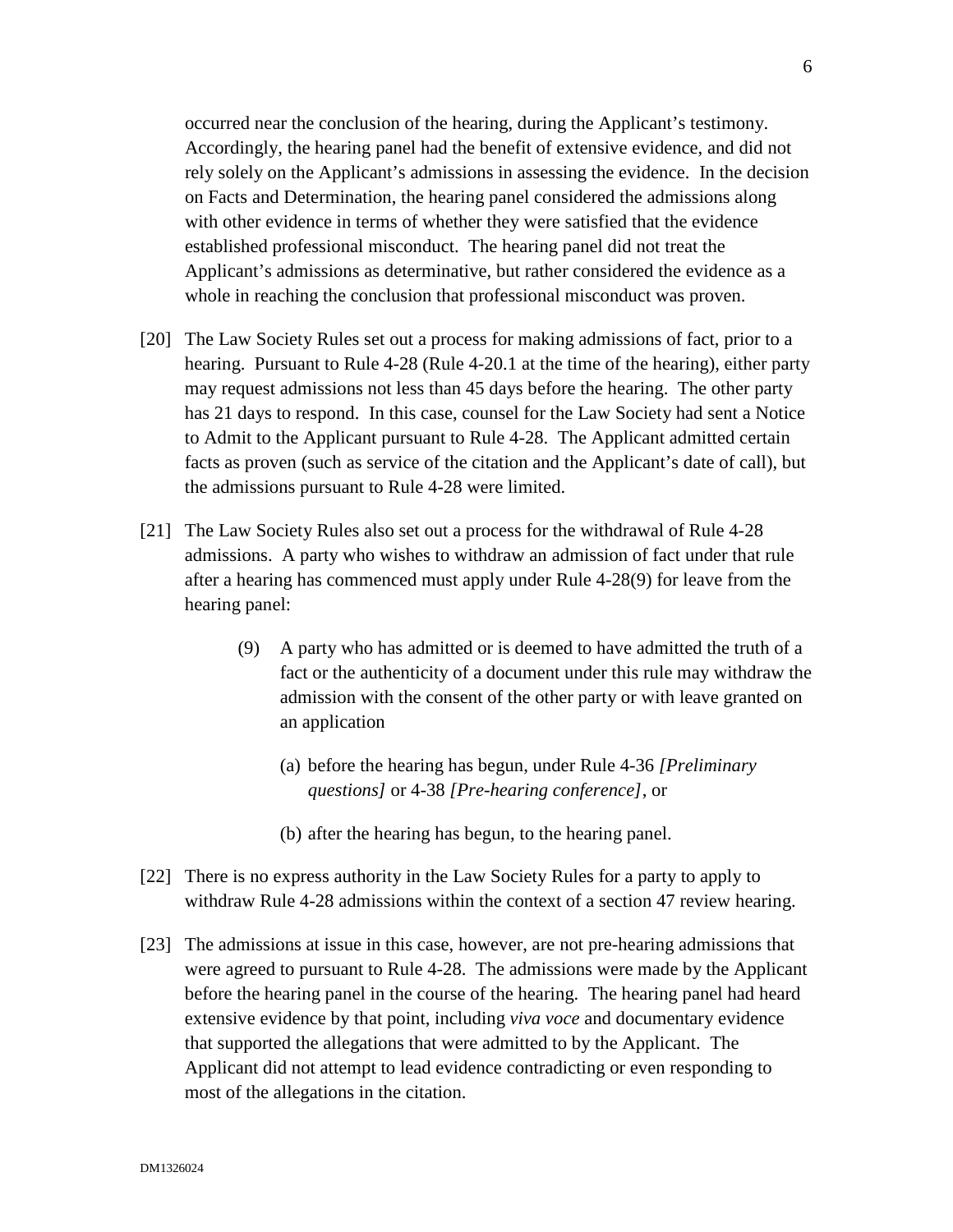occurred near the conclusion of the hearing, during the Applicant's testimony. Accordingly, the hearing panel had the benefit of extensive evidence, and did not rely solely on the Applicant's admissions in assessing the evidence. In the decision on Facts and Determination, the hearing panel considered the admissions along with other evidence in terms of whether they were satisfied that the evidence established professional misconduct. The hearing panel did not treat the Applicant's admissions as determinative, but rather considered the evidence as a whole in reaching the conclusion that professional misconduct was proven.

[20] The Law Society Rules set out a process for making admissions of fact, prior to a hearing. Pursuant to Rule 4-28 (Rule 4-20.1 at the time of the hearing), either party may request admissions not less than 45 days before the hearing. The other party has 21 days to respond. In this case, counsel for the Law Society had sent a Notice to Admit to the Applicant pursuant to Rule 4-28. The Applicant admitted certain facts as proven (such as service of the citation and the Applicant's date of call), but the admissions pursuant to Rule 4-28 were limited.

[21] The Law Society Rules also set out a process for the withdrawal of Rule 4-28 admissions. A party who wishes to withdraw an admission of fact under that rule after a hearing has commenced must apply under Rule 4-28(9) for leave from the hearing panel:

> (9) A party who has admitted or is deemed to have admitted the truth of a fact or the authenticity of a document under this rule may withdraw the admission with the consent of the other party or with leave granted on an application
>
> (a) before the hearing has begun, under Rule 4-36 *[Preliminary questions]* or 4-38 *[Pre-hearing conference]*, or
>
> (b) after the hearing has begun, to the hearing panel.

[22] There is no express authority in the Law Society Rules for a party to apply to withdraw Rule 4-28 admissions within the context of a section 47 review hearing.

[23] The admissions at issue in this case, however, are not pre-hearing admissions that were agreed to pursuant to Rule 4-28. The admissions were made by the Applicant before the hearing panel in the course of the hearing. The hearing panel had heard extensive evidence by that point, including *viva voce* and documentary evidence that supported the allegations that were admitted to by the Applicant. The Applicant did not attempt to lead evidence contradicting or even responding to most of the allegations in the citation.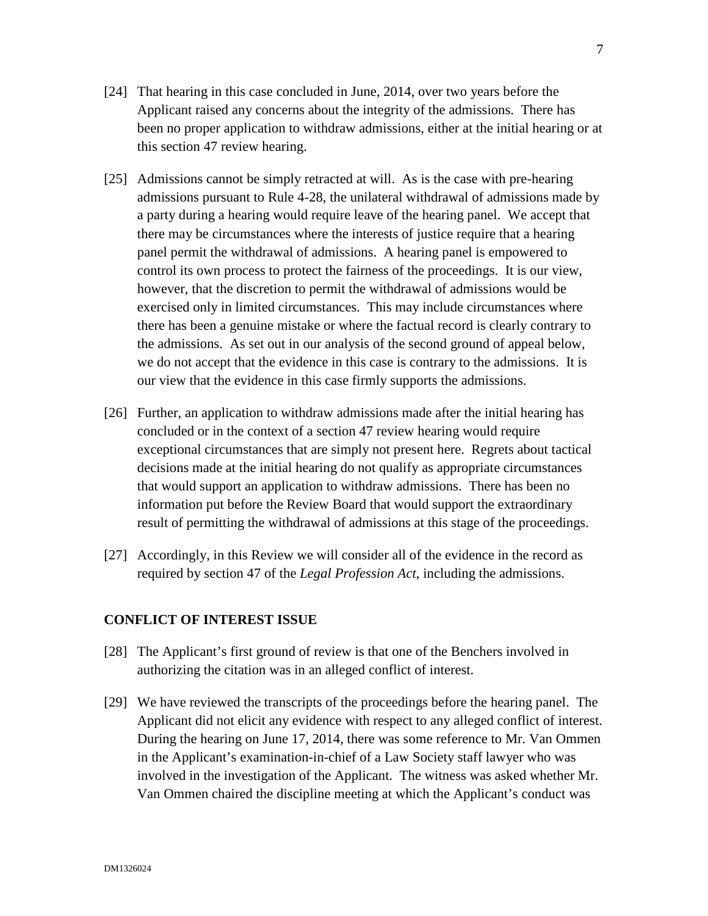[24] That hearing in this case concluded in June, 2014, over two years before the Applicant raised any concerns about the integrity of the admissions. There has been no proper application to withdraw admissions, either at the initial hearing or at this section 47 review hearing.

[25] Admissions cannot be simply retracted at will. As is the case with pre-hearing admissions pursuant to Rule 4-28, the unilateral withdrawal of admissions made by a party during a hearing would require leave of the hearing panel. We accept that there may be circumstances where the interests of justice require that a hearing panel permit the withdrawal of admissions. A hearing panel is empowered to control its own process to protect the fairness of the proceedings. It is our view, however, that the discretion to permit the withdrawal of admissions would be exercised only in limited circumstances. This may include circumstances where there has been a genuine mistake or where the factual record is clearly contrary to the admissions. As set out in our analysis of the second ground of appeal below, we do not accept that the evidence in this case is contrary to the admissions. It is our view that the evidence in this case firmly supports the admissions.

[26] Further, an application to withdraw admissions made after the initial hearing has concluded or in the context of a section 47 review hearing would require exceptional circumstances that are simply not present here. Regrets about tactical decisions made at the initial hearing do not qualify as appropriate circumstances that would support an application to withdraw admissions. There has been no information put before the Review Board that would support the extraordinary result of permitting the withdrawal of admissions at this stage of the proceedings.

[27] Accordingly, in this Review we will consider all of the evidence in the record as required by section 47 of the *Legal Profession Act*, including the admissions.

## CONFLICT OF INTEREST ISSUE

[28] The Applicant's first ground of review is that one of the Benchers involved in authorizing the citation was in an alleged conflict of interest.

[29] We have reviewed the transcripts of the proceedings before the hearing panel. The Applicant did not elicit any evidence with respect to any alleged conflict of interest. During the hearing on June 17, 2014, there was some reference to Mr. Van Ommen in the Applicant's examination-in-chief of a Law Society staff lawyer who was involved in the investigation of the Applicant. The witness was asked whether Mr. Van Ommen chaired the discipline meeting at which the Applicant's conduct was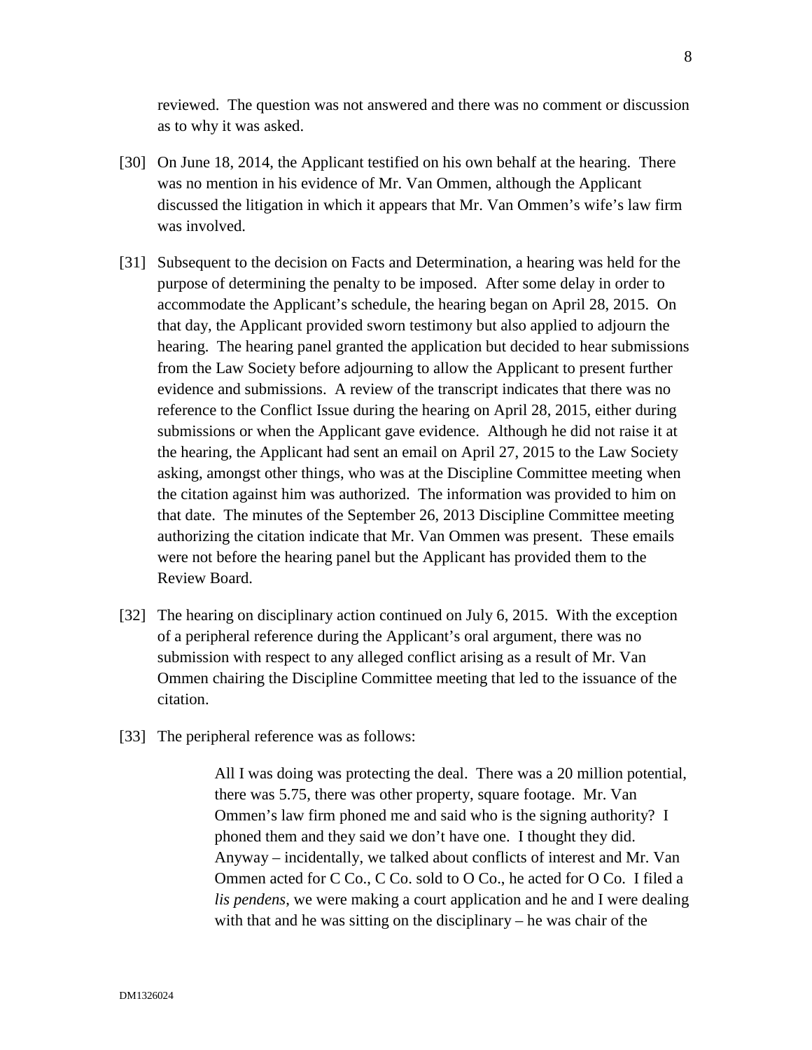reviewed. The question was not answered and there was no comment or discussion as to why it was asked.

[30] On June 18, 2014, the Applicant testified on his own behalf at the hearing. There was no mention in his evidence of Mr. Van Ommen, although the Applicant discussed the litigation in which it appears that Mr. Van Ommen's wife's law firm was involved.

[31] Subsequent to the decision on Facts and Determination, a hearing was held for the purpose of determining the penalty to be imposed. After some delay in order to accommodate the Applicant's schedule, the hearing began on April 28, 2015. On that day, the Applicant provided sworn testimony but also applied to adjourn the hearing. The hearing panel granted the application but decided to hear submissions from the Law Society before adjourning to allow the Applicant to present further evidence and submissions. A review of the transcript indicates that there was no reference to the Conflict Issue during the hearing on April 28, 2015, either during submissions or when the Applicant gave evidence. Although he did not raise it at the hearing, the Applicant had sent an email on April 27, 2015 to the Law Society asking, amongst other things, who was at the Discipline Committee meeting when the citation against him was authorized. The information was provided to him on that date. The minutes of the September 26, 2013 Discipline Committee meeting authorizing the citation indicate that Mr. Van Ommen was present. These emails were not before the hearing panel but the Applicant has provided them to the Review Board.

[32] The hearing on disciplinary action continued on July 6, 2015. With the exception of a peripheral reference during the Applicant's oral argument, there was no submission with respect to any alleged conflict arising as a result of Mr. Van Ommen chairing the Discipline Committee meeting that led to the issuance of the citation.

[33] The peripheral reference was as follows:

> All I was doing was protecting the deal. There was a 20 million potential, there was 5.75, there was other property, square footage. Mr. Van Ommen's law firm phoned me and said who is the signing authority? I phoned them and they said we don't have one. I thought they did. Anyway – incidentally, we talked about conflicts of interest and Mr. Van Ommen acted for C Co., C Co. sold to O Co., he acted for O Co. I filed a *lis pendens*, we were making a court application and he and I were dealing with that and he was sitting on the disciplinary – he was chair of the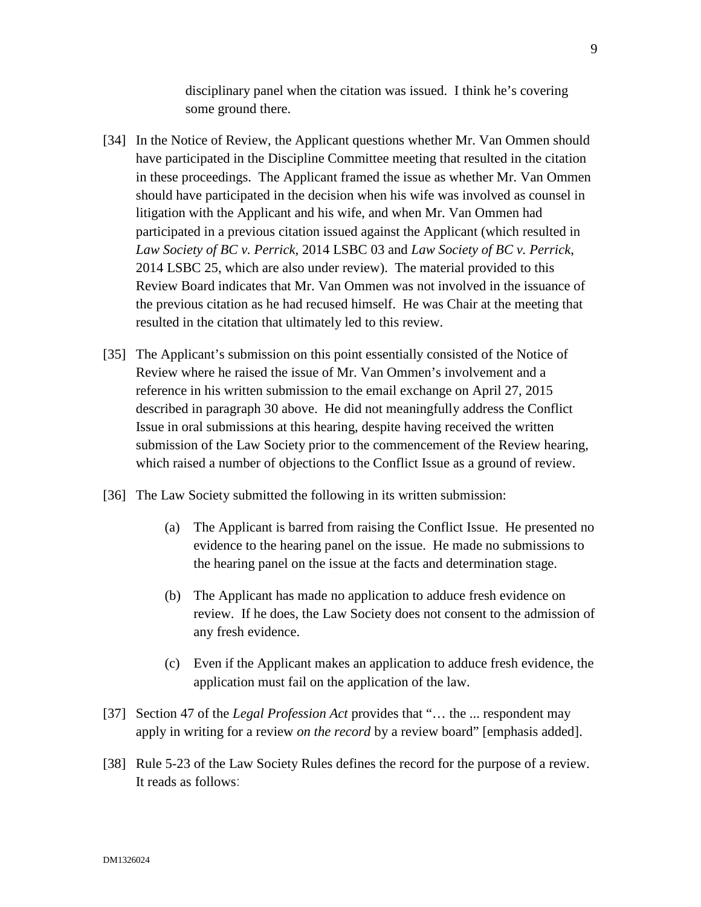> disciplinary panel when the citation was issued. I think he's covering some ground there.

[34] In the Notice of Review, the Applicant questions whether Mr. Van Ommen should have participated in the Discipline Committee meeting that resulted in the citation in these proceedings. The Applicant framed the issue as whether Mr. Van Ommen should have participated in the decision when his wife was involved as counsel in litigation with the Applicant and his wife, and when Mr. Van Ommen had participated in a previous citation issued against the Applicant (which resulted in *Law Society of BC v. Perrick*, 2014 LSBC 03 and *Law Society of BC v. Perrick*, 2014 LSBC 25, which are also under review). The material provided to this Review Board indicates that Mr. Van Ommen was not involved in the issuance of the previous citation as he had recused himself. He was Chair at the meeting that resulted in the citation that ultimately led to this review.

[35] The Applicant's submission on this point essentially consisted of the Notice of Review where he raised the issue of Mr. Van Ommen's involvement and a reference in his written submission to the email exchange on April 27, 2015 described in paragraph 30 above. He did not meaningfully address the Conflict Issue in oral submissions at this hearing, despite having received the written submission of the Law Society prior to the commencement of the Review hearing, which raised a number of objections to the Conflict Issue as a ground of review.

[36] The Law Society submitted the following in its written submission:

> (a) The Applicant is barred from raising the Conflict Issue. He presented no evidence to the hearing panel on the issue. He made no submissions to the hearing panel on the issue at the facts and determination stage.
>
> (b) The Applicant has made no application to adduce fresh evidence on review. If he does, the Law Society does not consent to the admission of any fresh evidence.
>
> (c) Even if the Applicant makes an application to adduce fresh evidence, the application must fail on the application of the law.

[37] Section 47 of the *Legal Profession Act* provides that "… the ... respondent may apply in writing for a review *on the record* by a review board" [emphasis added].

[38] Rule 5-23 of the Law Society Rules defines the record for the purpose of a review. It reads as follows: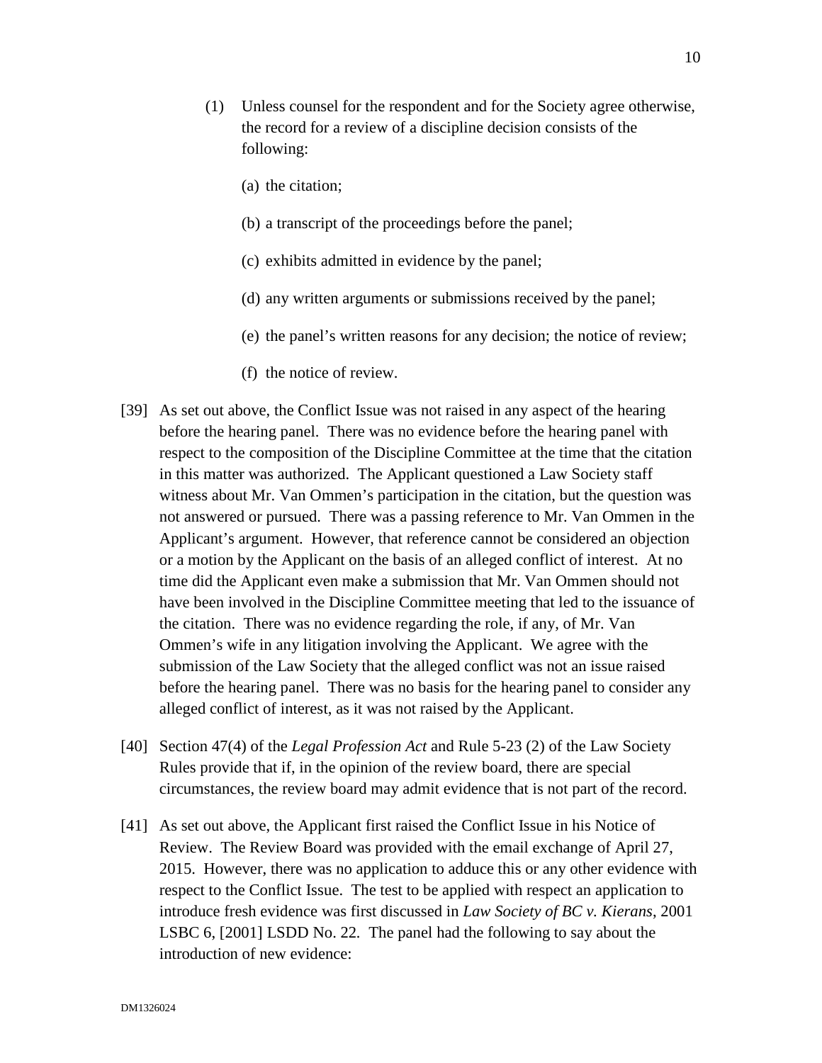(1) Unless counsel for the respondent and for the Society agree otherwise, the record for a review of a discipline decision consists of the following:

(a) the citation;

(b) a transcript of the proceedings before the panel;

(c) exhibits admitted in evidence by the panel;

(d) any written arguments or submissions received by the panel;

(e) the panel's written reasons for any decision; the notice of review;

(f) the notice of review.

[39] As set out above, the Conflict Issue was not raised in any aspect of the hearing before the hearing panel. There was no evidence before the hearing panel with respect to the composition of the Discipline Committee at the time that the citation in this matter was authorized. The Applicant questioned a Law Society staff witness about Mr. Van Ommen's participation in the citation, but the question was not answered or pursued. There was a passing reference to Mr. Van Ommen in the Applicant's argument. However, that reference cannot be considered an objection or a motion by the Applicant on the basis of an alleged conflict of interest. At no time did the Applicant even make a submission that Mr. Van Ommen should not have been involved in the Discipline Committee meeting that led to the issuance of the citation. There was no evidence regarding the role, if any, of Mr. Van Ommen's wife in any litigation involving the Applicant. We agree with the submission of the Law Society that the alleged conflict was not an issue raised before the hearing panel. There was no basis for the hearing panel to consider any alleged conflict of interest, as it was not raised by the Applicant.

[40] Section 47(4) of the *Legal Profession Act* and Rule 5-23 (2) of the Law Society Rules provide that if, in the opinion of the review board, there are special circumstances, the review board may admit evidence that is not part of the record.

[41] As set out above, the Applicant first raised the Conflict Issue in his Notice of Review. The Review Board was provided with the email exchange of April 27, 2015. However, there was no application to adduce this or any other evidence with respect to the Conflict Issue. The test to be applied with respect an application to introduce fresh evidence was first discussed in *Law Society of BC v. Kierans*, 2001 LSBC 6, [2001] LSDD No. 22. The panel had the following to say about the introduction of new evidence: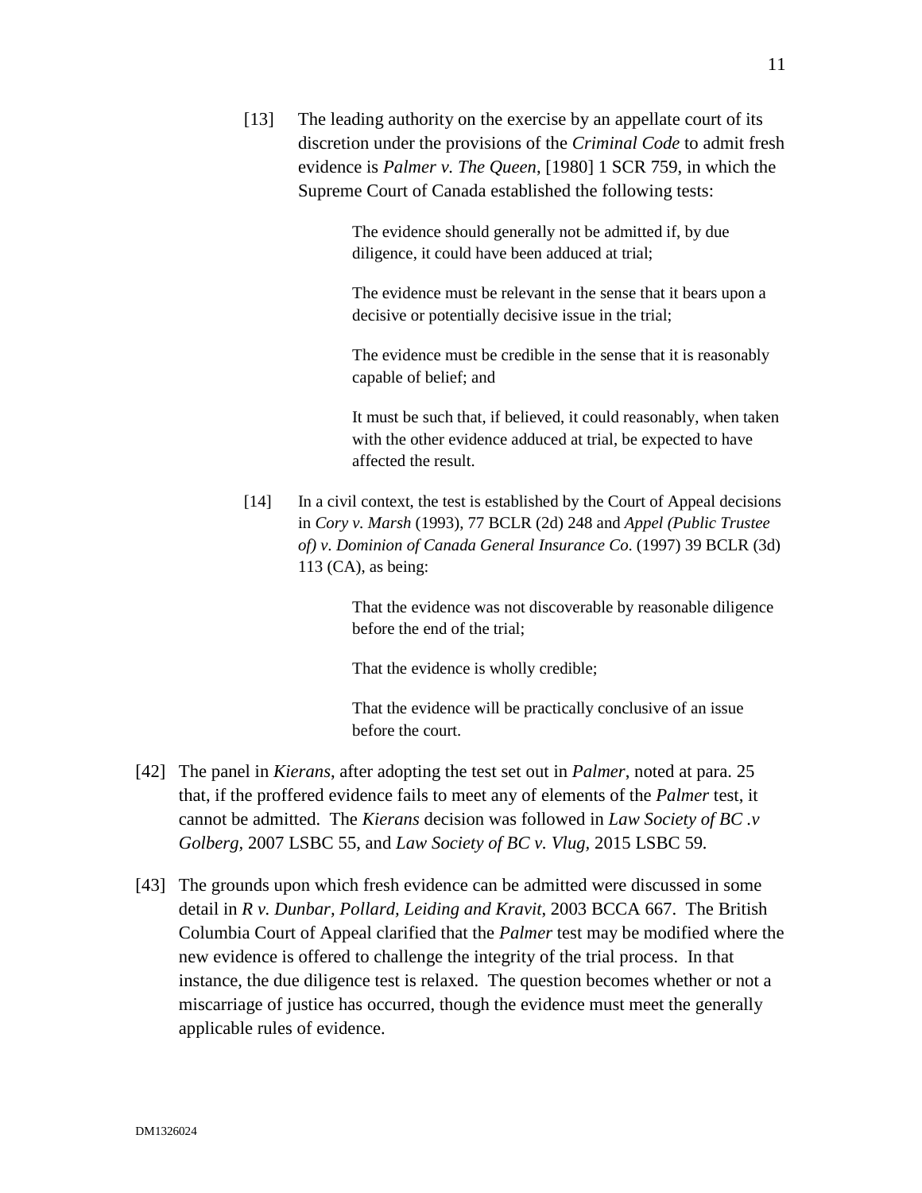> [13] The leading authority on the exercise by an appellate court of its discretion under the provisions of the *Criminal Code* to admit fresh evidence is *Palmer v. The Queen*, [1980] 1 SCR 759, in which the Supreme Court of Canada established the following tests:
>
> > The evidence should generally not be admitted if, by due diligence, it could have been adduced at trial;
> >
> > The evidence must be relevant in the sense that it bears upon a decisive or potentially decisive issue in the trial;
> >
> > The evidence must be credible in the sense that it is reasonably capable of belief; and
> >
> > It must be such that, if believed, it could reasonably, when taken with the other evidence adduced at trial, be expected to have affected the result.
>
> [14] In a civil context, the test is established by the Court of Appeal decisions in *Cory v. Marsh* (1993), 77 BCLR (2d) 248 and *Appel (Public Trustee of) v. Dominion of Canada General Insurance Co*. (1997) 39 BCLR (3d) 113 (CA), as being:
>
> > That the evidence was not discoverable by reasonable diligence before the end of the trial;
> >
> > That the evidence is wholly credible;
> >
> > That the evidence will be practically conclusive of an issue before the court.

[42] The panel in *Kierans*, after adopting the test set out in *Palmer*, noted at para. 25 that, if the proffered evidence fails to meet any of elements of the *Palmer* test, it cannot be admitted. The *Kierans* decision was followed in *Law Society of BC .v Golberg*, 2007 LSBC 55, and *Law Society of BC v. Vlug*, 2015 LSBC 59.

[43] The grounds upon which fresh evidence can be admitted were discussed in some detail in *R v. Dunbar, Pollard, Leiding and Kravit*, 2003 BCCA 667. The British Columbia Court of Appeal clarified that the *Palmer* test may be modified where the new evidence is offered to challenge the integrity of the trial process. In that instance, the due diligence test is relaxed. The question becomes whether or not a miscarriage of justice has occurred, though the evidence must meet the generally applicable rules of evidence.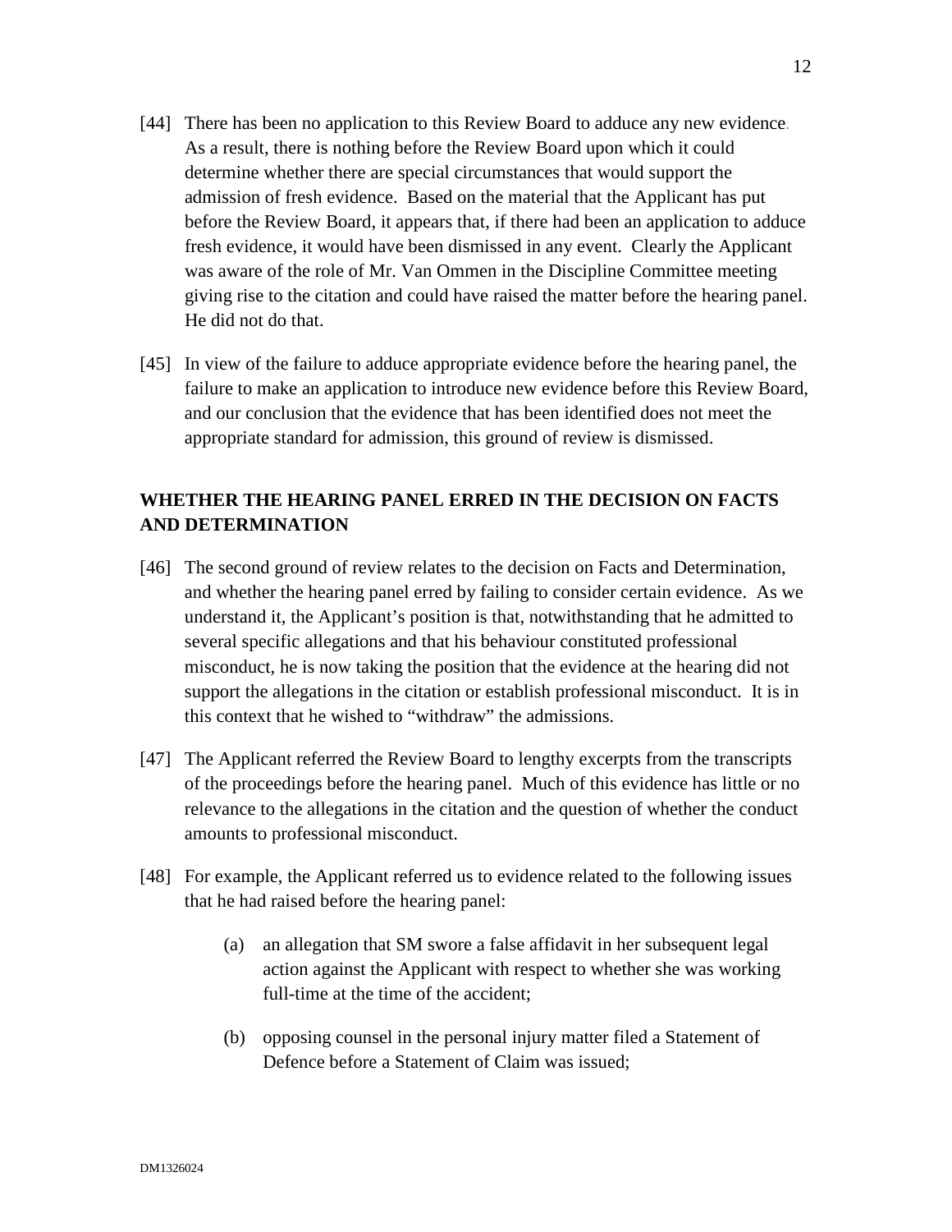[44] There has been no application to this Review Board to adduce any new evidence. As a result, there is nothing before the Review Board upon which it could determine whether there are special circumstances that would support the admission of fresh evidence. Based on the material that the Applicant has put before the Review Board, it appears that, if there had been an application to adduce fresh evidence, it would have been dismissed in any event. Clearly the Applicant was aware of the role of Mr. Van Ommen in the Discipline Committee meeting giving rise to the citation and could have raised the matter before the hearing panel. He did not do that.

[45] In view of the failure to adduce appropriate evidence before the hearing panel, the failure to make an application to introduce new evidence before this Review Board, and our conclusion that the evidence that has been identified does not meet the appropriate standard for admission, this ground of review is dismissed.

## WHETHER THE HEARING PANEL ERRED IN THE DECISION ON FACTS AND DETERMINATION

[46] The second ground of review relates to the decision on Facts and Determination, and whether the hearing panel erred by failing to consider certain evidence. As we understand it, the Applicant's position is that, notwithstanding that he admitted to several specific allegations and that his behaviour constituted professional misconduct, he is now taking the position that the evidence at the hearing did not support the allegations in the citation or establish professional misconduct. It is in this context that he wished to "withdraw" the admissions.

[47] The Applicant referred the Review Board to lengthy excerpts from the transcripts of the proceedings before the hearing panel. Much of this evidence has little or no relevance to the allegations in the citation and the question of whether the conduct amounts to professional misconduct.

[48] For example, the Applicant referred us to evidence related to the following issues that he had raised before the hearing panel:

(a) an allegation that SM swore a false affidavit in her subsequent legal action against the Applicant with respect to whether she was working full-time at the time of the accident;

(b) opposing counsel in the personal injury matter filed a Statement of Defence before a Statement of Claim was issued;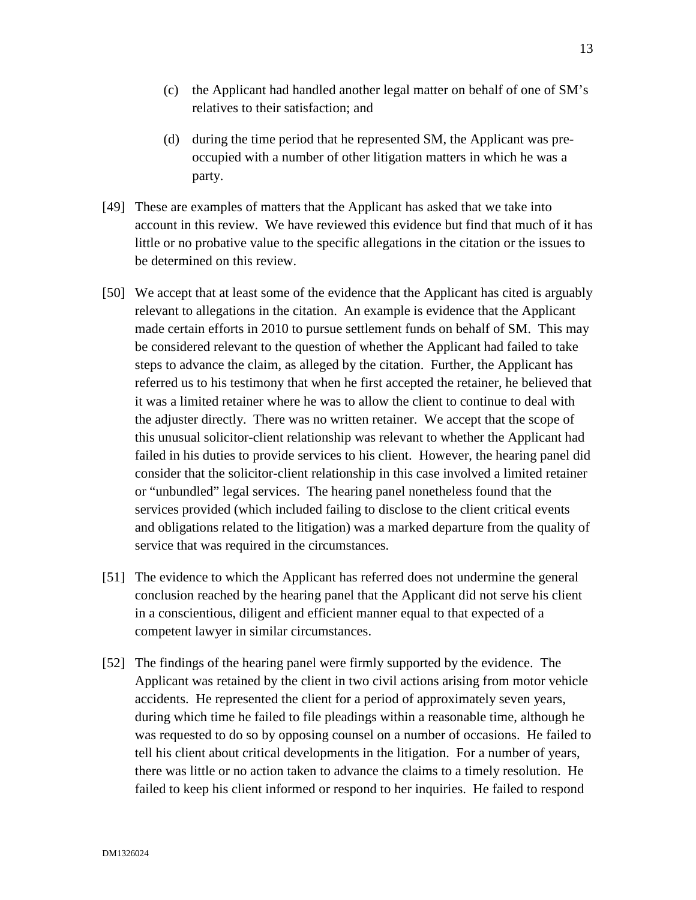(c) the Applicant had handled another legal matter on behalf of one of SM's relatives to their satisfaction; and

(d) during the time period that he represented SM, the Applicant was pre-occupied with a number of other litigation matters in which he was a party.

[49] These are examples of matters that the Applicant has asked that we take into account in this review. We have reviewed this evidence but find that much of it has little or no probative value to the specific allegations in the citation or the issues to be determined on this review.

[50] We accept that at least some of the evidence that the Applicant has cited is arguably relevant to allegations in the citation. An example is evidence that the Applicant made certain efforts in 2010 to pursue settlement funds on behalf of SM. This may be considered relevant to the question of whether the Applicant had failed to take steps to advance the claim, as alleged by the citation. Further, the Applicant has referred us to his testimony that when he first accepted the retainer, he believed that it was a limited retainer where he was to allow the client to continue to deal with the adjuster directly. There was no written retainer. We accept that the scope of this unusual solicitor-client relationship was relevant to whether the Applicant had failed in his duties to provide services to his client. However, the hearing panel did consider that the solicitor-client relationship in this case involved a limited retainer or "unbundled" legal services. The hearing panel nonetheless found that the services provided (which included failing to disclose to the client critical events and obligations related to the litigation) was a marked departure from the quality of service that was required in the circumstances.

[51] The evidence to which the Applicant has referred does not undermine the general conclusion reached by the hearing panel that the Applicant did not serve his client in a conscientious, diligent and efficient manner equal to that expected of a competent lawyer in similar circumstances.

[52] The findings of the hearing panel were firmly supported by the evidence. The Applicant was retained by the client in two civil actions arising from motor vehicle accidents. He represented the client for a period of approximately seven years, during which time he failed to file pleadings within a reasonable time, although he was requested to do so by opposing counsel on a number of occasions. He failed to tell his client about critical developments in the litigation. For a number of years, there was little or no action taken to advance the claims to a timely resolution. He failed to keep his client informed or respond to her inquiries. He failed to respond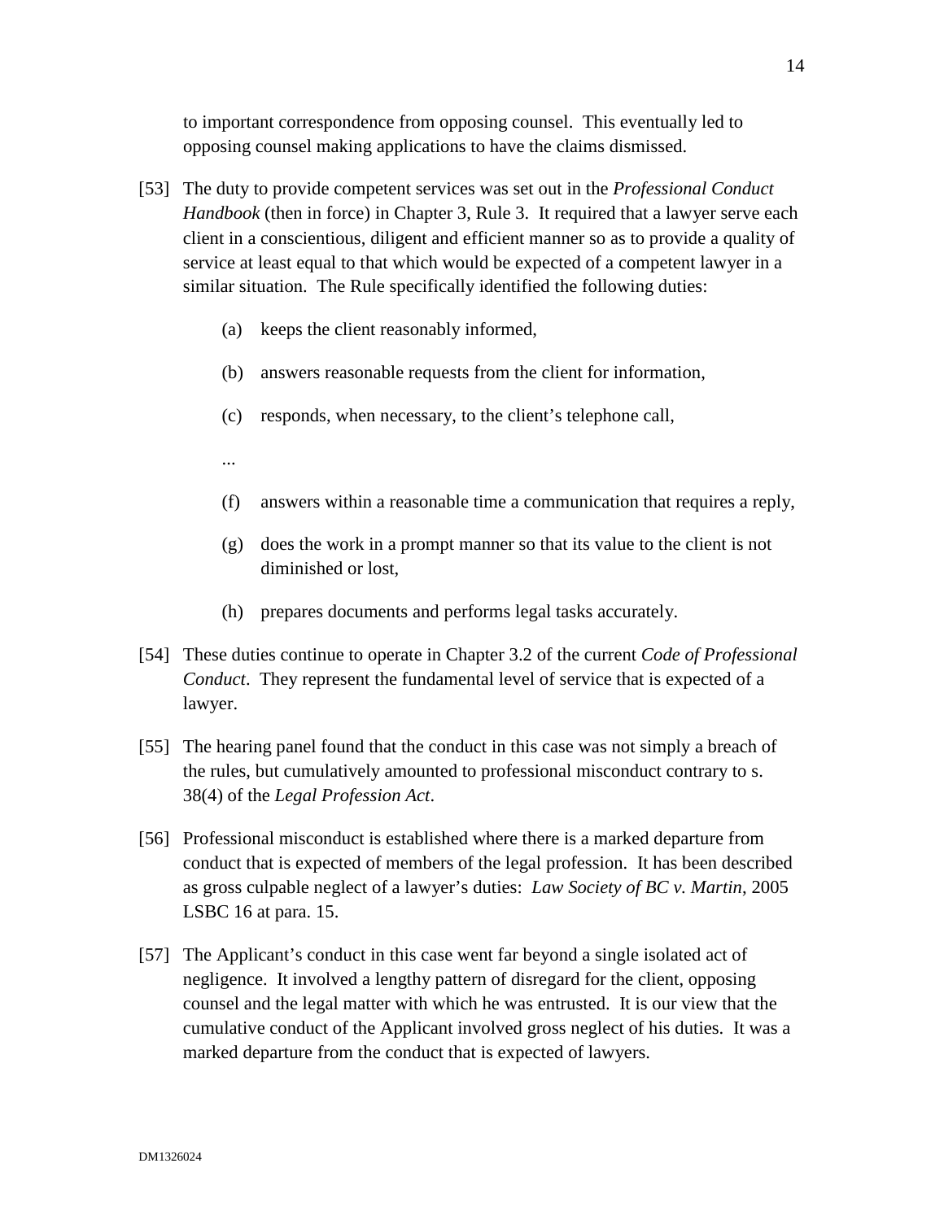to important correspondence from opposing counsel. This eventually led to opposing counsel making applications to have the claims dismissed.

[53] The duty to provide competent services was set out in the *Professional Conduct Handbook* (then in force) in Chapter 3, Rule 3. It required that a lawyer serve each client in a conscientious, diligent and efficient manner so as to provide a quality of service at least equal to that which would be expected of a competent lawyer in a similar situation. The Rule specifically identified the following duties:

> (a) keeps the client reasonably informed,
>
> (b) answers reasonable requests from the client for information,
>
> (c) responds, when necessary, to the client's telephone call,
>
> ...
>
> (f) answers within a reasonable time a communication that requires a reply,
>
> (g) does the work in a prompt manner so that its value to the client is not diminished or lost,
>
> (h) prepares documents and performs legal tasks accurately.

[54] These duties continue to operate in Chapter 3.2 of the current *Code of Professional Conduct*. They represent the fundamental level of service that is expected of a lawyer.

[55] The hearing panel found that the conduct in this case was not simply a breach of the rules, but cumulatively amounted to professional misconduct contrary to s. 38(4) of the *Legal Profession Act*.

[56] Professional misconduct is established where there is a marked departure from conduct that is expected of members of the legal profession. It has been described as gross culpable neglect of a lawyer's duties: *Law Society of BC v. Martin*, 2005 LSBC 16 at para. 15.

[57] The Applicant's conduct in this case went far beyond a single isolated act of negligence. It involved a lengthy pattern of disregard for the client, opposing counsel and the legal matter with which he was entrusted. It is our view that the cumulative conduct of the Applicant involved gross neglect of his duties. It was a marked departure from the conduct that is expected of lawyers.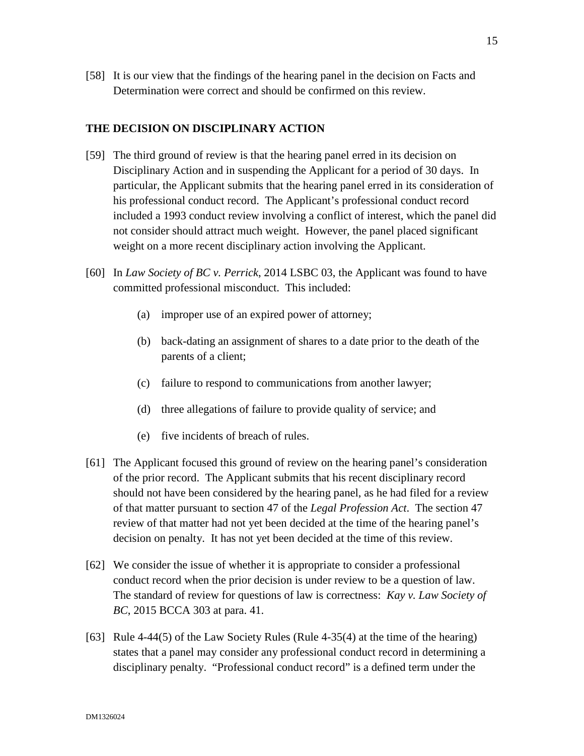[58] It is our view that the findings of the hearing panel in the decision on Facts and Determination were correct and should be confirmed on this review.

## THE DECISION ON DISCIPLINARY ACTION

[59] The third ground of review is that the hearing panel erred in its decision on Disciplinary Action and in suspending the Applicant for a period of 30 days. In particular, the Applicant submits that the hearing panel erred in its consideration of his professional conduct record. The Applicant's professional conduct record included a 1993 conduct review involving a conflict of interest, which the panel did not consider should attract much weight. However, the panel placed significant weight on a more recent disciplinary action involving the Applicant.

[60] In *Law Society of BC v. Perrick*, 2014 LSBC 03, the Applicant was found to have committed professional misconduct. This included:

(a) improper use of an expired power of attorney;

(b) back-dating an assignment of shares to a date prior to the death of the parents of a client;

(c) failure to respond to communications from another lawyer;

(d) three allegations of failure to provide quality of service; and

(e) five incidents of breach of rules.

[61] The Applicant focused this ground of review on the hearing panel's consideration of the prior record. The Applicant submits that his recent disciplinary record should not have been considered by the hearing panel, as he had filed for a review of that matter pursuant to section 47 of the *Legal Profession Act*. The section 47 review of that matter had not yet been decided at the time of the hearing panel's decision on penalty. It has not yet been decided at the time of this review.

[62] We consider the issue of whether it is appropriate to consider a professional conduct record when the prior decision is under review to be a question of law. The standard of review for questions of law is correctness: *Kay v. Law Society of BC*, 2015 BCCA 303 at para. 41.

[63] Rule 4-44(5) of the Law Society Rules (Rule 4-35(4) at the time of the hearing) states that a panel may consider any professional conduct record in determining a disciplinary penalty. "Professional conduct record" is a defined term under the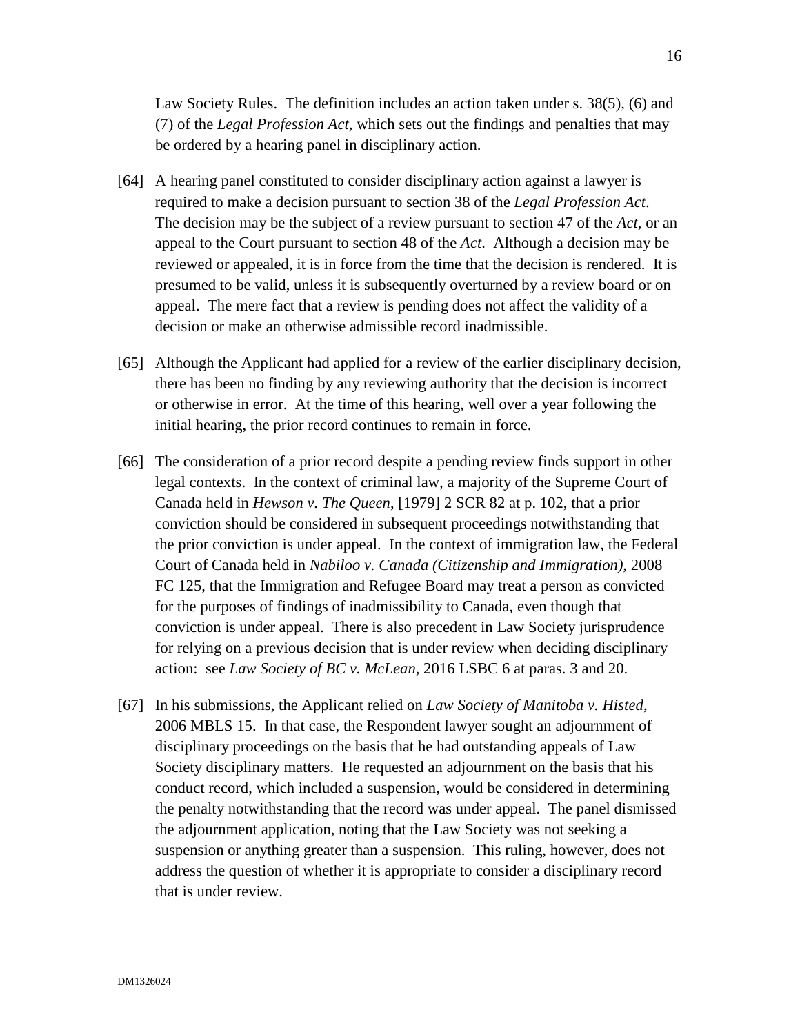Law Society Rules. The definition includes an action taken under s. 38(5), (6) and (7) of the *Legal Profession Act*, which sets out the findings and penalties that may be ordered by a hearing panel in disciplinary action.

[64] A hearing panel constituted to consider disciplinary action against a lawyer is required to make a decision pursuant to section 38 of the *Legal Profession Act*. The decision may be the subject of a review pursuant to section 47 of the *Act*, or an appeal to the Court pursuant to section 48 of the *Act*. Although a decision may be reviewed or appealed, it is in force from the time that the decision is rendered. It is presumed to be valid, unless it is subsequently overturned by a review board or on appeal. The mere fact that a review is pending does not affect the validity of a decision or make an otherwise admissible record inadmissible.

[65] Although the Applicant had applied for a review of the earlier disciplinary decision, there has been no finding by any reviewing authority that the decision is incorrect or otherwise in error. At the time of this hearing, well over a year following the initial hearing, the prior record continues to remain in force.

[66] The consideration of a prior record despite a pending review finds support in other legal contexts. In the context of criminal law, a majority of the Supreme Court of Canada held in *Hewson v. The Queen*, [1979] 2 SCR 82 at p. 102, that a prior conviction should be considered in subsequent proceedings notwithstanding that the prior conviction is under appeal. In the context of immigration law, the Federal Court of Canada held in *Nabiloo v. Canada (Citizenship and Immigration)*, 2008 FC 125, that the Immigration and Refugee Board may treat a person as convicted for the purposes of findings of inadmissibility to Canada, even though that conviction is under appeal. There is also precedent in Law Society jurisprudence for relying on a previous decision that is under review when deciding disciplinary action: see *Law Society of BC v. McLean*, 2016 LSBC 6 at paras. 3 and 20.

[67] In his submissions, the Applicant relied on *Law Society of Manitoba v. Histed*, 2006 MBLS 15. In that case, the Respondent lawyer sought an adjournment of disciplinary proceedings on the basis that he had outstanding appeals of Law Society disciplinary matters. He requested an adjournment on the basis that his conduct record, which included a suspension, would be considered in determining the penalty notwithstanding that the record was under appeal. The panel dismissed the adjournment application, noting that the Law Society was not seeking a suspension or anything greater than a suspension. This ruling, however, does not address the question of whether it is appropriate to consider a disciplinary record that is under review.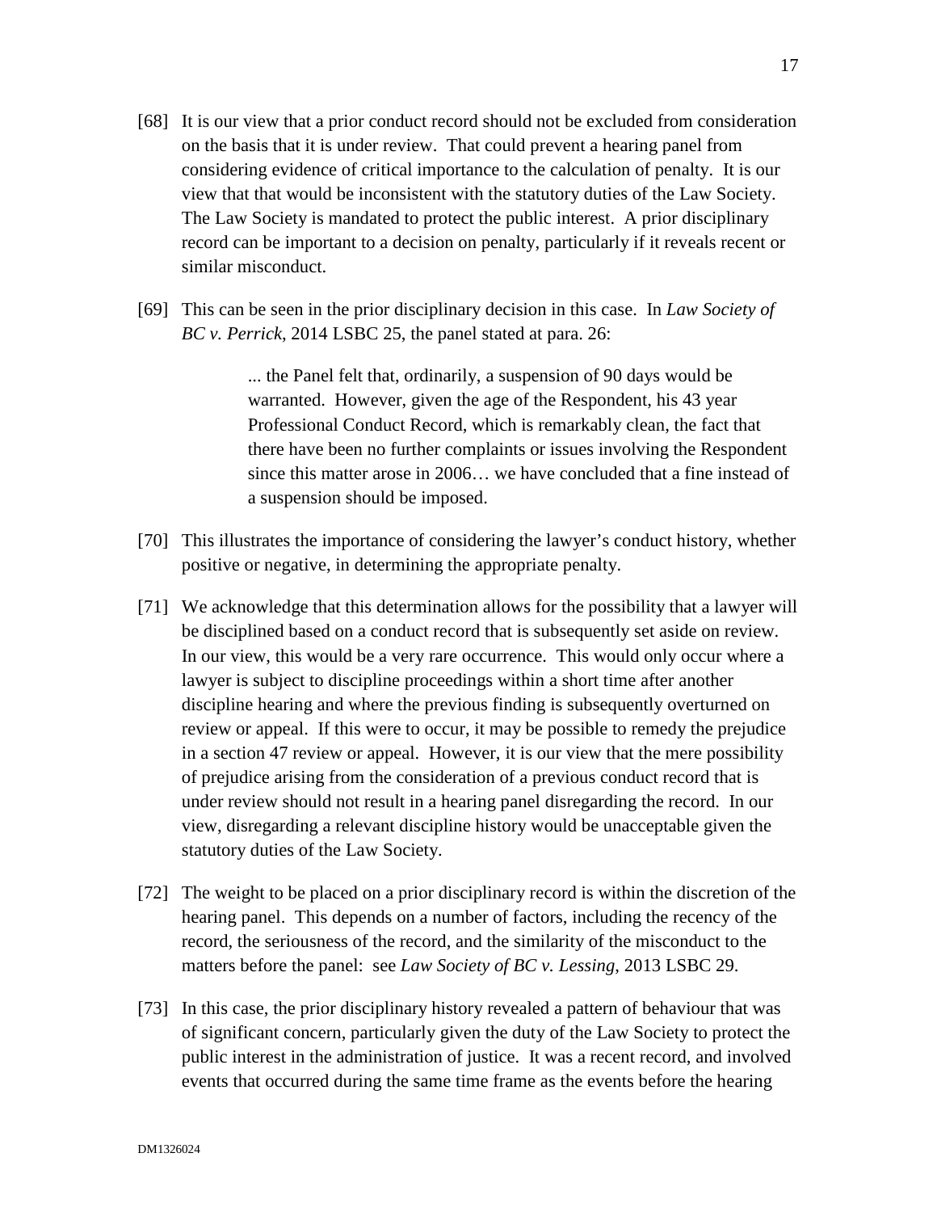[68] It is our view that a prior conduct record should not be excluded from consideration on the basis that it is under review. That could prevent a hearing panel from considering evidence of critical importance to the calculation of penalty. It is our view that that would be inconsistent with the statutory duties of the Law Society. The Law Society is mandated to protect the public interest. A prior disciplinary record can be important to a decision on penalty, particularly if it reveals recent or similar misconduct.

[69] This can be seen in the prior disciplinary decision in this case. In *Law Society of BC v. Perrick*, 2014 LSBC 25, the panel stated at para. 26:

> ... the Panel felt that, ordinarily, a suspension of 90 days would be warranted. However, given the age of the Respondent, his 43 year Professional Conduct Record, which is remarkably clean, the fact that there have been no further complaints or issues involving the Respondent since this matter arose in 2006… we have concluded that a fine instead of a suspension should be imposed.

[70] This illustrates the importance of considering the lawyer's conduct history, whether positive or negative, in determining the appropriate penalty.

[71] We acknowledge that this determination allows for the possibility that a lawyer will be disciplined based on a conduct record that is subsequently set aside on review. In our view, this would be a very rare occurrence. This would only occur where a lawyer is subject to discipline proceedings within a short time after another discipline hearing and where the previous finding is subsequently overturned on review or appeal. If this were to occur, it may be possible to remedy the prejudice in a section 47 review or appeal. However, it is our view that the mere possibility of prejudice arising from the consideration of a previous conduct record that is under review should not result in a hearing panel disregarding the record. In our view, disregarding a relevant discipline history would be unacceptable given the statutory duties of the Law Society.

[72] The weight to be placed on a prior disciplinary record is within the discretion of the hearing panel. This depends on a number of factors, including the recency of the record, the seriousness of the record, and the similarity of the misconduct to the matters before the panel: see *Law Society of BC v. Lessing*, 2013 LSBC 29.

[73] In this case, the prior disciplinary history revealed a pattern of behaviour that was of significant concern, particularly given the duty of the Law Society to protect the public interest in the administration of justice. It was a recent record, and involved events that occurred during the same time frame as the events before the hearing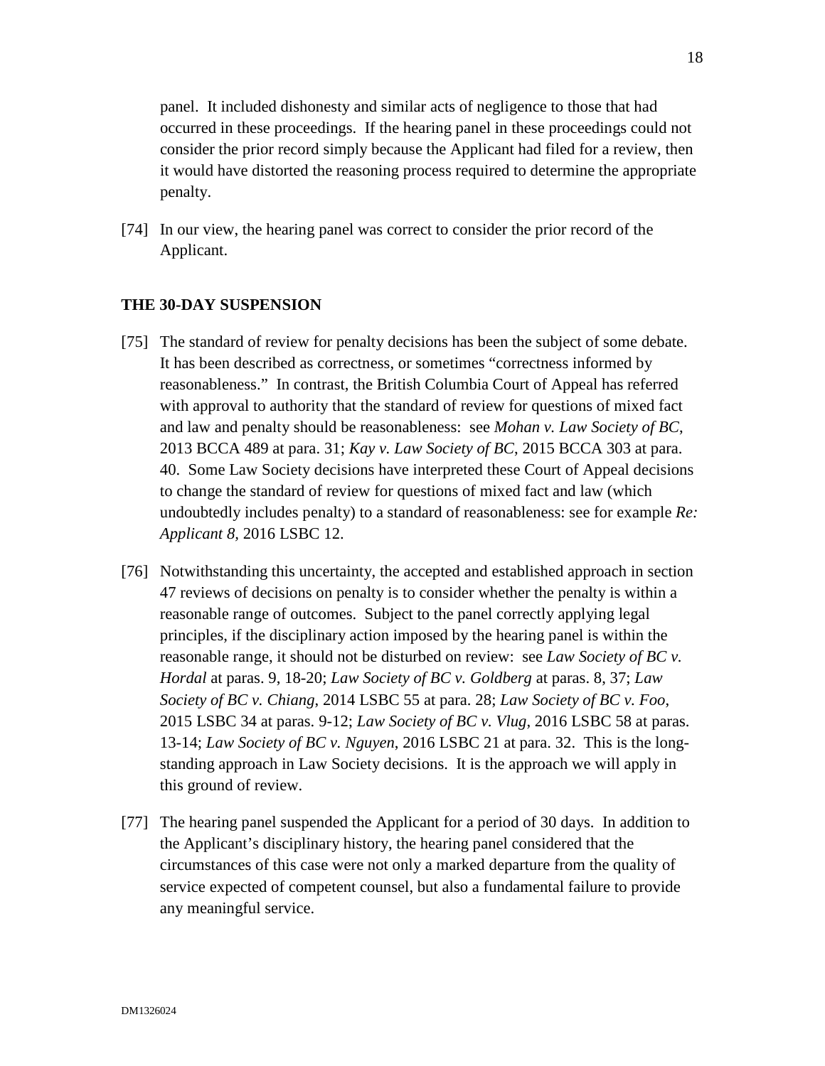panel. It included dishonesty and similar acts of negligence to those that had occurred in these proceedings. If the hearing panel in these proceedings could not consider the prior record simply because the Applicant had filed for a review, then it would have distorted the reasoning process required to determine the appropriate penalty.

[74] In our view, the hearing panel was correct to consider the prior record of the Applicant.

**THE 30-DAY SUSPENSION**

[75] The standard of review for penalty decisions has been the subject of some debate. It has been described as correctness, or sometimes "correctness informed by reasonableness." In contrast, the British Columbia Court of Appeal has referred with approval to authority that the standard of review for questions of mixed fact and law and penalty should be reasonableness: see *Mohan v. Law Society of BC*, 2013 BCCA 489 at para. 31; *Kay v. Law Society of BC*, 2015 BCCA 303 at para. 40. Some Law Society decisions have interpreted these Court of Appeal decisions to change the standard of review for questions of mixed fact and law (which undoubtedly includes penalty) to a standard of reasonableness: see for example *Re: Applicant 8*, 2016 LSBC 12.

[76] Notwithstanding this uncertainty, the accepted and established approach in section 47 reviews of decisions on penalty is to consider whether the penalty is within a reasonable range of outcomes. Subject to the panel correctly applying legal principles, if the disciplinary action imposed by the hearing panel is within the reasonable range, it should not be disturbed on review: see *Law Society of BC v. Hordal* at paras. 9, 18-20; *Law Society of BC v. Goldberg* at paras. 8, 37; *Law Society of BC v. Chiang*, 2014 LSBC 55 at para. 28; *Law Society of BC v. Foo*, 2015 LSBC 34 at paras. 9-12; *Law Society of BC v. Vlug*, 2016 LSBC 58 at paras. 13-14; *Law Society of BC v. Nguyen*, 2016 LSBC 21 at para. 32. This is the long-standing approach in Law Society decisions. It is the approach we will apply in this ground of review.

[77] The hearing panel suspended the Applicant for a period of 30 days. In addition to the Applicant's disciplinary history, the hearing panel considered that the circumstances of this case were not only a marked departure from the quality of service expected of competent counsel, but also a fundamental failure to provide any meaningful service.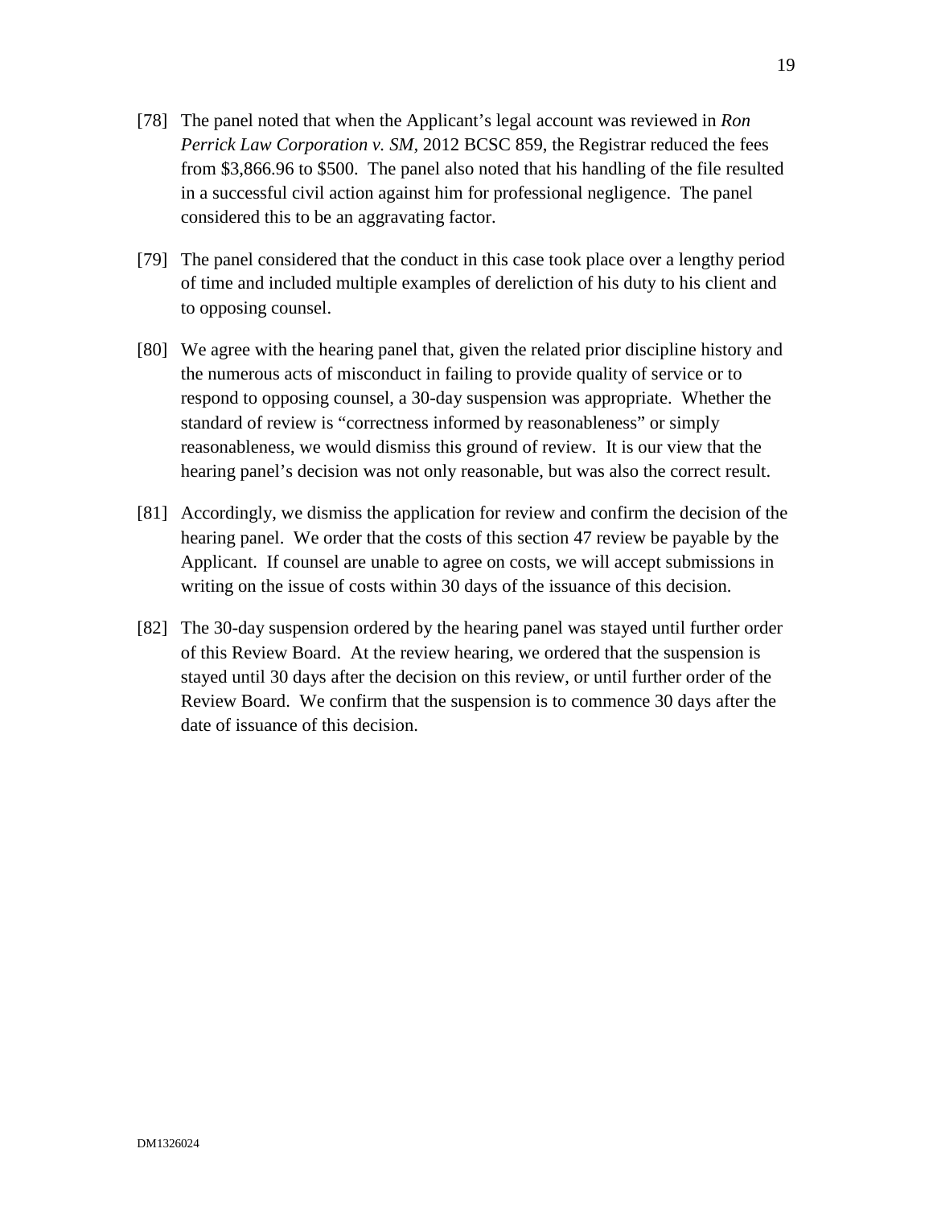[78] The panel noted that when the Applicant's legal account was reviewed in *Ron Perrick Law Corporation v. SM*, 2012 BCSC 859, the Registrar reduced the fees from $3,866.96 to $500. The panel also noted that his handling of the file resulted in a successful civil action against him for professional negligence. The panel considered this to be an aggravating factor.

[79] The panel considered that the conduct in this case took place over a lengthy period of time and included multiple examples of dereliction of his duty to his client and to opposing counsel.

[80] We agree with the hearing panel that, given the related prior discipline history and the numerous acts of misconduct in failing to provide quality of service or to respond to opposing counsel, a 30-day suspension was appropriate. Whether the standard of review is "correctness informed by reasonableness" or simply reasonableness, we would dismiss this ground of review. It is our view that the hearing panel's decision was not only reasonable, but was also the correct result.

[81] Accordingly, we dismiss the application for review and confirm the decision of the hearing panel. We order that the costs of this section 47 review be payable by the Applicant. If counsel are unable to agree on costs, we will accept submissions in writing on the issue of costs within 30 days of the issuance of this decision.

[82] The 30-day suspension ordered by the hearing panel was stayed until further order of this Review Board. At the review hearing, we ordered that the suspension is stayed until 30 days after the decision on this review, or until further order of the Review Board. We confirm that the suspension is to commence 30 days after the date of issuance of this decision.

DM1326024